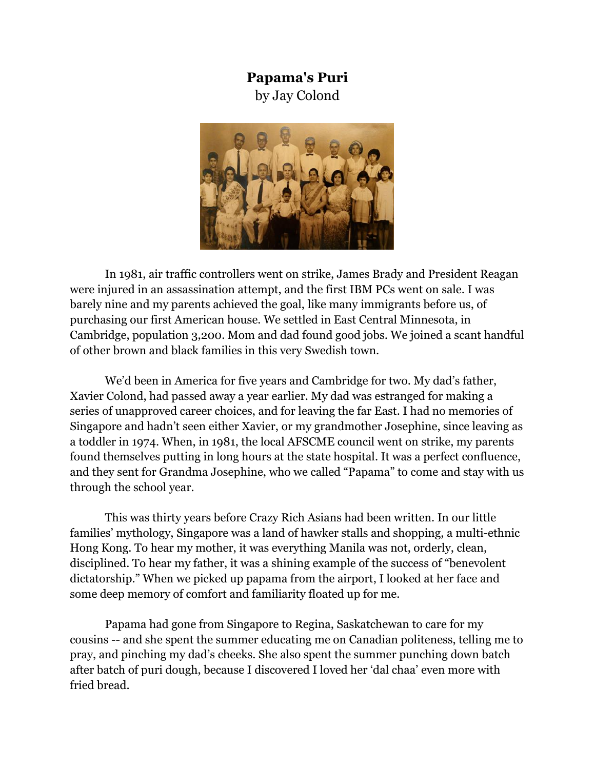**Papama's Puri**
by Jay Colond

In 1981, air traffic controllers went on strike, James Brady and President Reagan were injured in an assassination attempt, and the first IBM PCs went on sale. I was barely nine and my parents achieved the goal, like many immigrants before us, of purchasing our first American house. We settled in East Central Minnesota, in Cambridge, population 3,200. Mom and dad found good jobs. We joined a scant handful of other brown and black families in this very Swedish town.

We'd been in America for five years and Cambridge for two. My dad's father, Xavier Colond, had passed away a year earlier. My dad was estranged for making a series of unapproved career choices, and for leaving the far East. I had no memories of Singapore and hadn't seen either Xavier, or my grandmother Josephine, since leaving as a toddler in 1974. When, in 1981, the local AFSCME council went on strike, my parents found themselves putting in long hours at the state hospital. It was a perfect confluence, and they sent for Grandma Josephine, who we called "Papama" to come and stay with us through the school year.

This was thirty years before Crazy Rich Asians had been written. In our little families' mythology, Singapore was a land of hawker stalls and shopping, a multi-ethnic Hong Kong. To hear my mother, it was everything Manila was not, orderly, clean, disciplined. To hear my father, it was a shining example of the success of "benevolent dictatorship." When we picked up papama from the airport, I looked at her face and some deep memory of comfort and familiarity floated up for me.

Papama had gone from Singapore to Regina, Saskatchewan to care for my cousins -- and she spent the summer educating me on Canadian politeness, telling me to pray, and pinching my dad's cheeks. She also spent the summer punching down batch after batch of puri dough, because I discovered I loved her 'dal chaa' even more with fried bread.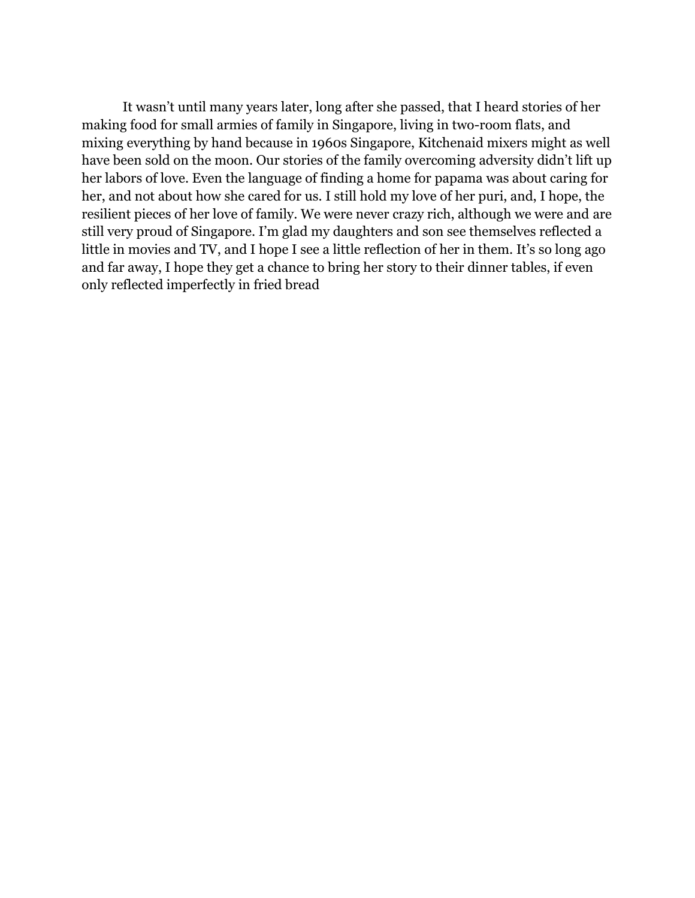It wasn't until many years later, long after she passed, that I heard stories of her making food for small armies of family in Singapore, living in two-room flats, and mixing everything by hand because in 1960s Singapore, Kitchenaid mixers might as well have been sold on the moon. Our stories of the family overcoming adversity didn't lift up her labors of love. Even the language of finding a home for papama was about caring for her, and not about how she cared for us. I still hold my love of her puri, and, I hope, the resilient pieces of her love of family. We were never crazy rich, although we were and are still very proud of Singapore. I'm glad my daughters and son see themselves reflected a little in movies and TV, and I hope I see a little reflection of her in them. It's so long ago and far away, I hope they get a chance to bring her story to their dinner tables, if even only reflected imperfectly in fried bread